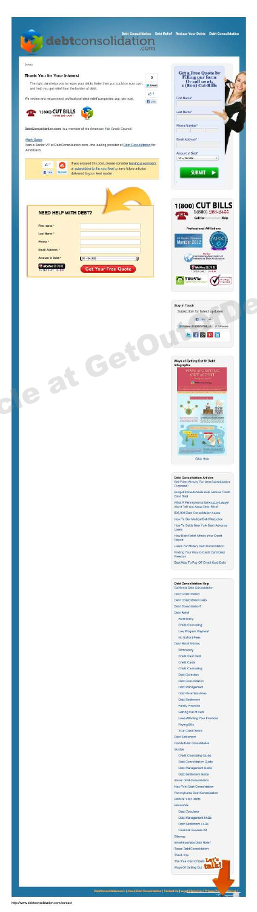debtconsolidation.com

Debt Consolidation | Debt Relief | Reduce Your Debts | Debt Consolidation

Contact

## Thank You for Your Interest!

The right plan helps you to repay your debts faster then you could on your own, and help you get relief from the burden of debt.

We review and recommend professional debt relief companies you can trust.

1 (800) CUT BILLS
1 (800) 288-2455

DebtConsolidation.com is a member of the American Fair Credit Council.

Mark Gates
I am a Senior VP at DebtConsolidation.com - the leading provider of Debt Consolidation for Americans.

If you enjoyed this post, please consider leaving a comment or subscribing to the rss feed to have future articles delivered to your feed reader.

### NEED HELP WITH DEBT?

First name *
Last Name *
Phone *
Email Address *
Amount of Debt * $0 – $4,999

Get Your Free Quote

Get a Free Quote by Filling our form Or call us at: 1 (800) Cut-Bills

First Name*
Last Name*
Phone Number*
Email Address*
Amount of Debt*
$0 – $4,999

SUBMIT

1(800) CUT BILLS
1(800) 288-2455
Call for Debt Consolidation Help

Professional Affiliations

Stay in Touch
Subscribe for latest updates

Ways of Getting Out Of Debt Infographic

Click Here

**Debt Consolidation Articles**
- Sell Fixed Annuity For Debt Consolidation Purposes?
- Budget Spreadsheets Help Reduce Credit Card Debt
- What A Pennsylvania Bankruptcy Lawyer Won't Tell You About Debt Relief
- $30,000 Debt Consolidation Loans
- How To Get Medical Debt Reduction
- How To Settle New York Cash Advance Loans
- How Debt Relief Affects Your Credit Report
- Loans For Military Debt Consolidation
- Finding Your Way to Credit Card Debt Freedom
- Best Way To Pay Off Credit Card Debt

**Debt Consolidation Help**
- California Debt Consolidation
- Debt Consolidation
- Debt Consolidation Help
- Debt Consolidation?
- Debt Relief
  - Bankruptcy
  - Credit Counseling
  - Low Program Payment
  - No Upfront Fees
- Debt Relief Articles
  - Bankruptcy
  - Credit Card Debt
  - Credit Cards
  - Credit Counseling
  - Debt Collection
  - Debt Consolidation
  - Debt Management
  - Debt Relief Solutions
  - Debt Settlement
  - Family Finances
  - Getting Out of Debt
  - Laws Affecting Your Finances
  - Paying Bills
  - Your Credit Score
- Debt Settlement
- Florida Debt Consolidation
- Guides
  - Credit Counseling Guide
  - Debt Consolidation Guide
  - Debt Management Guide
  - Debt Settlement Guide
- Illinois Debt Consolidation
- New York Debt Consolidation
- Pennsylvania Debt Consolidation
- Reduce Your Debts
- Resources
  - Debt Calculator
  - Debt Management FAQs
  - Debt Settlement FAQs
  - Financial Success Kit
- Sitemap
- Small Business Debt Relief
- Texas Debt Consolidation
- Thank You
- The True Cost Of Debt
- Ways of Getting Out Of Debt

DebtConsolidation.com | About Debt Consolidation | Contact Us | Legal Disclaimer | Privacy Policy | Sitemap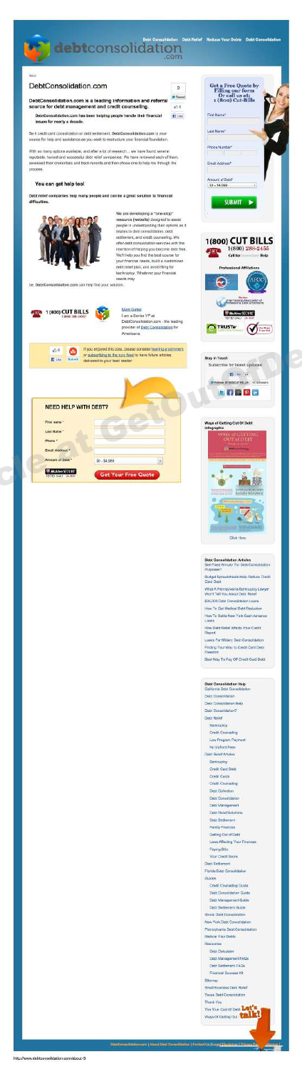Debt Consolidation Debt Relief Reduce Your Debts Debt Consolidation

About

# DebtConsolidation.com

**DebtConsolidation.com is a leading information and referral source for debt management and credit counseling.**

**DebtConsolidation.com has been helping people handle their financial issues for nearly a decade.**

Be it credit card consolidation or debt settlement, **DebtConsolidation.com** is your source for help and assistance as you seek to restructure your financial foundation.

With so many options available, and after a lot of research ... we have found several reputable, honest and successful debt relief companies. We have reviewed each of them, assessed their credentials and track records and then chose one to help me through the process.

## You can get help too!

**Debt relief companies help many people and can be a great solution to financial difficulties.**

We are developing a "one-stop" resource (website) designed to assist people in understanding their options as it relates to debt consolidation, debt settlement, and credit counseling. We offer debt consolidation services with the intention of helping you become debt free. We'll help you find the best course for your financial needs, build a customized debt relief plan, and avoid filing for bankruptcy. Whatever your financial needs may be, **DebtConsolidation.com** can help find your solution.

1 (800) CUT BILLS
1 (800) 288-2455

Mark Gates
I am a Senior VP at DebtConsolidation.com - the leading provider of Debt Consolidation for Americans.

If you enjoyed this post, please consider leaving a comment or subscribing to the rss feed to have future articles delivered to your feed reader.

## NEED HELP WITH DEBT?

First name *
Last Name *
Phone *
Email Address *
Amount of Debt * $0 - $4,999

Get Your Free Quote

Get a Free Quote by Filling our form Or call us at: 1 (800) Cut-Bills

First Name*
Last Name*
Phone Number*
Email Address*
Amount of Debt*
$0 - $4,999

SUBMIT

1(800) CUT BILLS
1(800) 288-2455
Call for Debt Consolidation Help

Professional Affiliations

Stay in Touch
Subscribe for latest updates

Ways of Getting Out Of Debt Infographic

Click Here

### Debt Consolidation Articles

- Bed Fixed Annuity For Best Consolidation Purposes?
- Budget Spreadsheets Help Reduce Credit Card Debt
- What A Pennsylvania Bankruptcy Lawyer Won't Tell You About Debt Relief
- $35,000 Debt Consolidation Loans
- How To Get Medical Debt Reduction
- How To Settle New York Cash Advance Loans
- How Debt Relief Affects Your Credit Report
- Loans For Military Debt Consolidation
- Finding Your Way to Credit Card Debt Freedom
- Best Way To Pay Off Credit Card Debt

### Debt Consolidation Help

- California Debt Consolidation
- Debt Consolidation
- Debt Consolidation Help
- Debt Consolidation?
- Debt Relief
  - Bankruptcy
  - Credit Counseling
  - Low Program Payment
  - No Upfront Fees
- Debt Relief Articles
  - Bankruptcy
  - Credit Card Debt
  - Credit Cards
  - Credit Counseling
  - Debt Collection
  - Debt Consolidation
  - Debt Management
  - Debt Relief Solutions
  - Debt Settlement
  - Family Finances
  - Getting Out of Debt
  - Laws Affecting Your Finances
  - Paying Bills
  - Your Credit Score
- Debt Settlement
- Florida Debt Consolidation
- Guides
  - Credit Counseling Guide
  - Debt Consolidation Guide
  - Debt Management Guide
  - Debt Settlement Guide
- Illinois Debt Consolidation
- New York Debt Consolidation
- Pennsylvania Debt Consolidation
- Reduce Your Debts
- Resources
  - Debt Calculator
  - Debt Management FAQs
  - Debt Settlement FAQs
  - Financial Success Kit
- Sitemap
- Small Business Debt Relief
- Texas Debt Consolidation
- Thank You
- The True Cost Of Debt
- Ways Of Getting Out Of Debt

DebtConsolidation.com | About Debt Consolidation | Contact Us | Legal Disclaimer | Privacy Policy

http://www.debtconsolidation.com/about-3